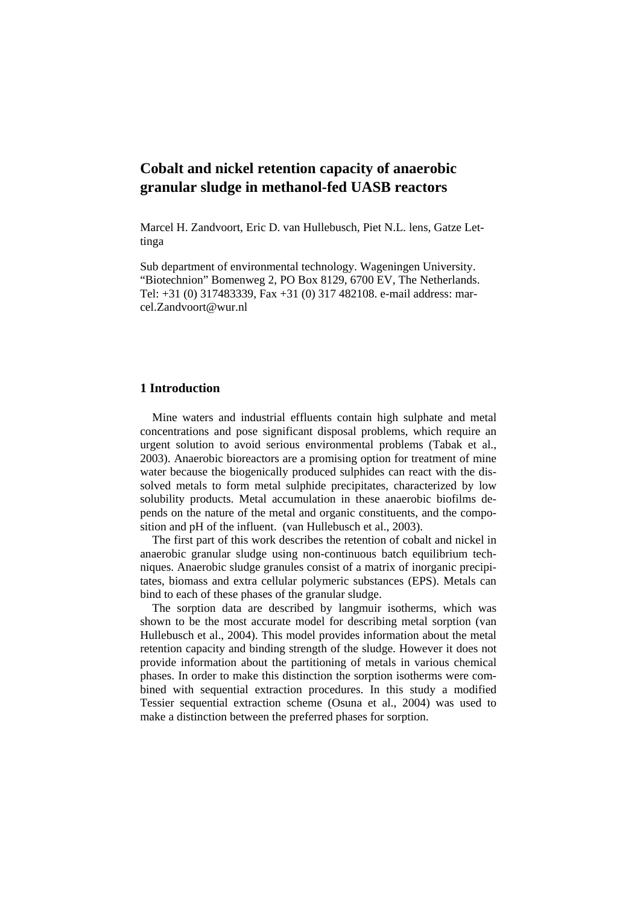# Cobalt and nickel retention capacity of anaerobic granular sludge in methanol-fed UASB reactors

Marcel H. Zandvoort, Eric D. van Hullebusch, Piet N.L. lens, Gatze Lettinga

Sub department of environmental technology. Wageningen University. "Biotechnion" Bomenweg 2, PO Box 8129, 6700 EV, The Netherlands. Tel: +31 (0) 317483339, Fax +31 (0) 317 482108. e-mail address: marcel.Zandvoort@wur.nl

## 1 Introduction

Mine waters and industrial effluents contain high sulphate and metal concentrations and pose significant disposal problems, which require an urgent solution to avoid serious environmental problems (Tabak et al., 2003). Anaerobic bioreactors are a promising option for treatment of mine water because the biogenically produced sulphides can react with the dissolved metals to form metal sulphide precipitates, characterized by low solubility products. Metal accumulation in these anaerobic biofilms depends on the nature of the metal and organic constituents, and the composition and pH of the influent. (van Hullebusch et al., 2003).

The first part of this work describes the retention of cobalt and nickel in anaerobic granular sludge using non-continuous batch equilibrium techniques. Anaerobic sludge granules consist of a matrix of inorganic precipitates, biomass and extra cellular polymeric substances (EPS). Metals can bind to each of these phases of the granular sludge.

The sorption data are described by langmuir isotherms, which was shown to be the most accurate model for describing metal sorption (van Hullebusch et al., 2004). This model provides information about the metal retention capacity and binding strength of the sludge. However it does not provide information about the partitioning of metals in various chemical phases. In order to make this distinction the sorption isotherms were combined with sequential extraction procedures. In this study a modified Tessier sequential extraction scheme (Osuna et al., 2004) was used to make a distinction between the preferred phases for sorption.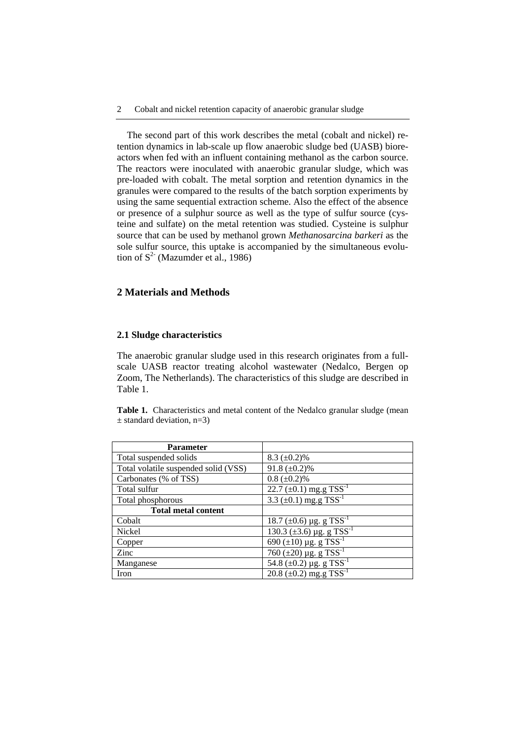The second part of this work describes the metal (cobalt and nickel) retention dynamics in lab-scale up flow anaerobic sludge bed (UASB) bioreactors when fed with an influent containing methanol as the carbon source. The reactors were inoculated with anaerobic granular sludge, which was pre-loaded with cobalt. The metal sorption and retention dynamics in the granules were compared to the results of the batch sorption experiments by using the same sequential extraction scheme. Also the effect of the absence or presence of a sulphur source as well as the type of sulfur source (cysteine and sulfate) on the metal retention was studied. Cysteine is sulphur source that can be used by methanol grown *Methanosarcina barkeri* as the sole sulfur source, this uptake is accompanied by the simultaneous evolution of $S^{2-}$ (Mazumder et al., 1986)

## 2 Materials and Methods

### 2.1 Sludge characteristics

The anaerobic granular sludge used in this research originates from a full-scale UASB reactor treating alcohol wastewater (Nedalco, Bergen op Zoom, The Netherlands). The characteristics of this sludge are described in Table 1.

**Table 1.** Characteristics and metal content of the Nedalco granular sludge (mean ± standard deviation, n=3)

| Parameter | |
|---|---|
| Total suspended solids | 8.3 (±0.2)% |
| Total volatile suspended solid (VSS) | 91.8 (±0.2)% |
| Carbonates (% of TSS) | 0.8 (±0.2)% |
| Total sulfur | 22.7 (±0.1) mg.g $TSS^{-1}$ |
| Total phosphorous | 3.3 (±0.1) mg.g $TSS^{-1}$ |
| **Total metal content** | |
| Cobalt | 18.7 (±0.6) µg. g $TSS^{-1}$ |
| Nickel | 130.3 (±3.6) µg. g $TSS^{-1}$ |
| Copper | 690 (±10) µg. g $TSS^{-1}$ |
| Zinc | 760 (±20) µg. g $TSS^{-1}$ |
| Manganese | 54.8 (±0.2) µg. g $TSS^{-1}$ |
| Iron | 20.8 (±0.2) mg.g $TSS^{-1}$ |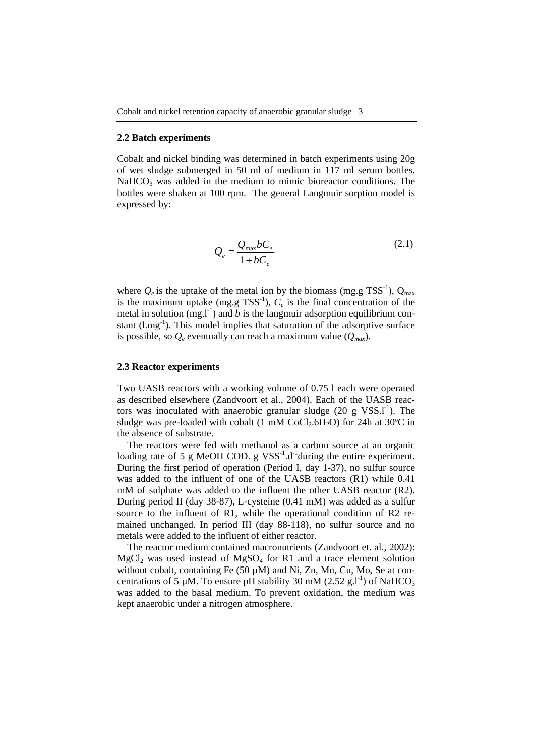## 2.2 Batch experiments

Cobalt and nickel binding was determined in batch experiments using 20g of wet sludge submerged in 50 ml of medium in 117 ml serum bottles. $NaHCO_3$ was added in the medium to mimic bioreactor conditions. The bottles were shaken at 100 rpm. The general Langmuir sorption model is expressed by:

$$Q_e = \frac{Q_{\max} b C_e}{1 + b C_e} \tag{2.1}$$

where $Q_e$ is the uptake of the metal ion by the biomass (mg.g $TSS^{-1}$), $Q_{max}$ is the maximum uptake (mg.g $TSS^{-1}$), $C_e$ is the final concentration of the metal in solution (mg.$l^{-1}$) and $b$ is the langmuir adsorption equilibrium constant (l.$mg^{-1}$). This model implies that saturation of the adsorptive surface is possible, so $Q_e$ eventually can reach a maximum value ($Q_{max}$).

## 2.3 Reactor experiments

Two UASB reactors with a working volume of 0.75 l each were operated as described elsewhere (Zandvoort et al., 2004). Each of the UASB reactors was inoculated with anaerobic granular sludge (20 g VSS.$l^{-1}$). The sludge was pre-loaded with cobalt (1 mM $CoCl_2.6H_2O$) for 24h at 30ºC in the absence of substrate.

The reactors were fed with methanol as a carbon source at an organic loading rate of 5 g MeOH COD. g $VSS^{-1}$.$d^{-1}$during the entire experiment. During the first period of operation (Period I, day 1-37), no sulfur source was added to the influent of one of the UASB reactors (R1) while 0.41 mM of sulphate was added to the influent the other UASB reactor (R2). During period II (day 38-87), L-cysteine (0.41 mM) was added as a sulfur source to the influent of R1, while the operational condition of R2 remained unchanged. In period III (day 88-118), no sulfur source and no metals were added to the influent of either reactor.

The reactor medium contained macronutrients (Zandvoort et. al., 2002): $MgCl_2$ was used instead of $MgSO_4$ for R1 and a trace element solution without cobalt, containing Fe (50 µM) and Ni, Zn, Mn, Cu, Mo, Se at concentrations of 5 µM. To ensure pH stability 30 mM (2.52 g.$l^{-1}$) of $NaHCO_3$ was added to the basal medium. To prevent oxidation, the medium was kept anaerobic under a nitrogen atmosphere.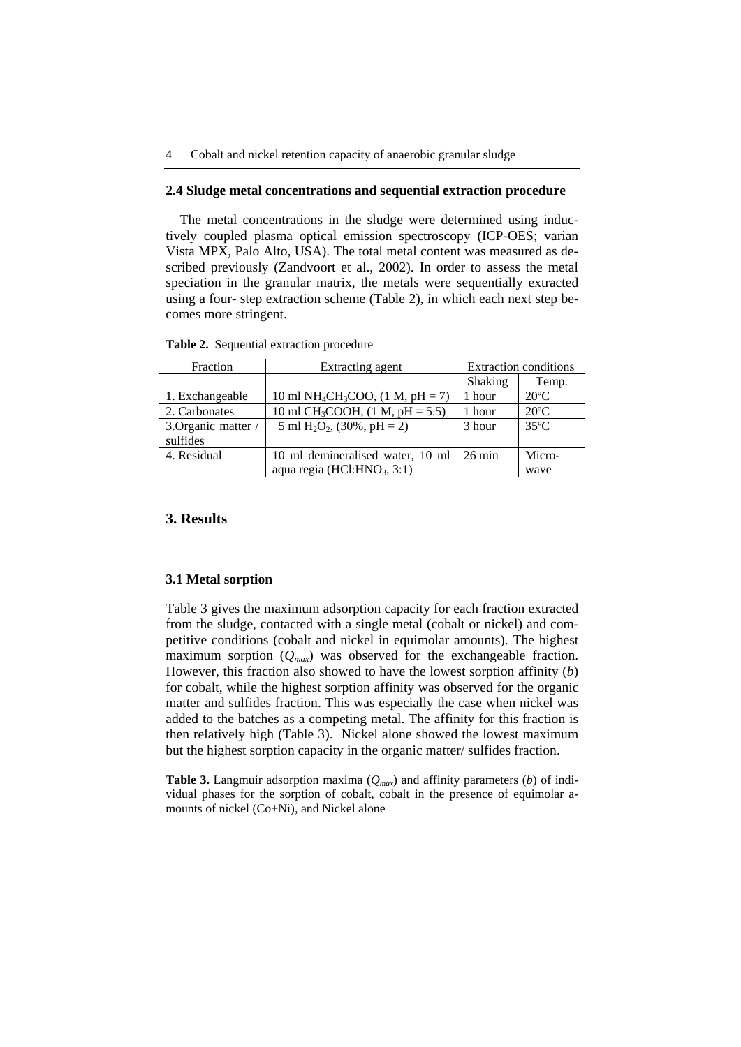### 2.4 Sludge metal concentrations and sequential extraction procedure

The metal concentrations in the sludge were determined using inductively coupled plasma optical emission spectroscopy (ICP-OES; varian Vista MPX, Palo Alto, USA). The total metal content was measured as described previously (Zandvoort et al., 2002). In order to assess the metal speciation in the granular matrix, the metals were sequentially extracted using a four- step extraction scheme (Table 2), in which each next step becomes more stringent.

**Table 2.** Sequential extraction procedure

| Fraction | Extracting agent | Extraction conditions | |
|---|---|---|---|
| | | Shaking | Temp. |
| 1. Exchangeable | 10 ml $NH_4CH_3COO$, (1 M, pH = 7) | 1 hour | 20ºC |
| 2. Carbonates | 10 ml $CH_3COOH$, (1 M, pH = 5.5) | 1 hour | 20ºC |
| 3.Organic matter / sulfides | 5 ml $H_2O_2$, (30%, pH = 2) | 3 hour | 35ºC |
| 4. Residual | 10 ml demineralised water, 10 ml aqua regia ($HCl:HNO_3$, 3:1) | 26 min | Micro-wave |

## 3. Results

### 3.1 Metal sorption

Table 3 gives the maximum adsorption capacity for each fraction extracted from the sludge, contacted with a single metal (cobalt or nickel) and competitive conditions (cobalt and nickel in equimolar amounts). The highest maximum sorption ($Q_{max}$) was observed for the exchangeable fraction. However, this fraction also showed to have the lowest sorption affinity (*b*) for cobalt, while the highest sorption affinity was observed for the organic matter and sulfides fraction. This was especially the case when nickel was added to the batches as a competing metal. The affinity for this fraction is then relatively high (Table 3). Nickel alone showed the lowest maximum but the highest sorption capacity in the organic matter/ sulfides fraction.

**Table 3.** Langmuir adsorption maxima ($Q_{max}$) and affinity parameters (*b*) of individual phases for the sorption of cobalt, cobalt in the presence of equimolar amounts of nickel (Co+Ni), and Nickel alone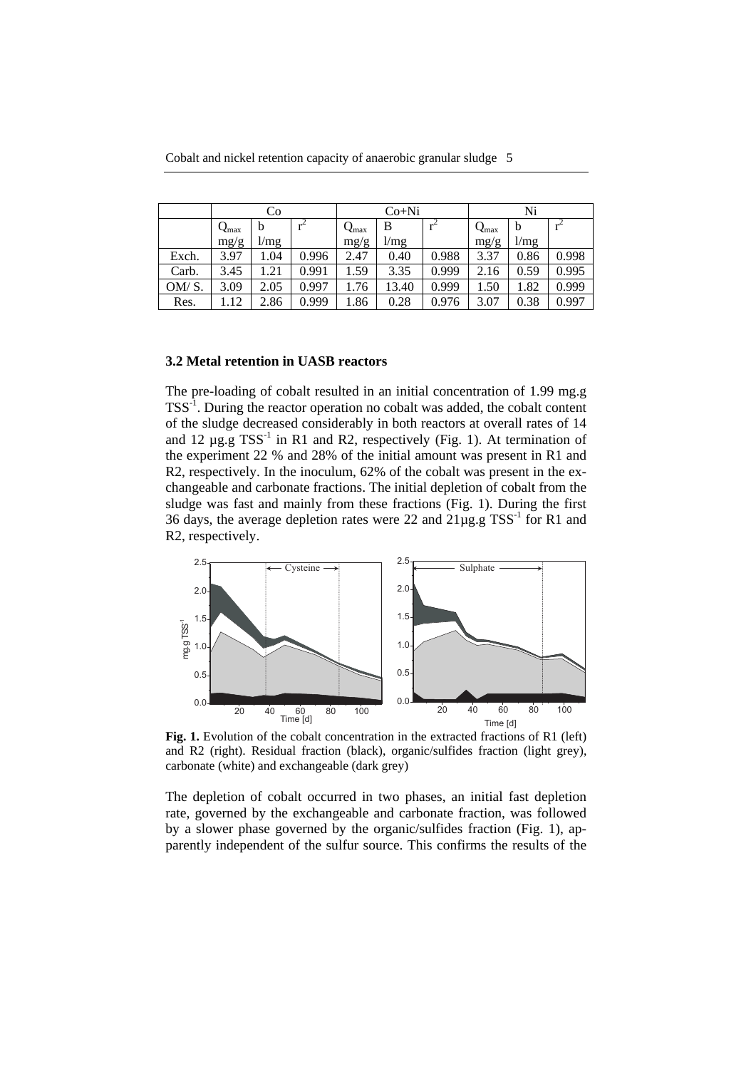|  | Co |  |  | Co+Ni |  |  | Ni |  |  |
|---|---|---|---|---|---|---|---|---|---|
|  | $Q_{max}$ mg/g | b l/mg | $r^2$ | $Q_{max}$ mg/g | B l/mg | $r^2$ | $Q_{max}$ mg/g | b l/mg | $r^2$ |
| Exch. | 3.97 | 1.04 | 0.996 | 2.47 | 0.40 | 0.988 | 3.37 | 0.86 | 0.998 |
| Carb. | 3.45 | 1.21 | 0.991 | 1.59 | 3.35 | 0.999 | 2.16 | 0.59 | 0.995 |
| OM/ S. | 3.09 | 2.05 | 0.997 | 1.76 | 13.40 | 0.999 | 1.50 | 1.82 | 0.999 |
| Res. | 1.12 | 2.86 | 0.999 | 1.86 | 0.28 | 0.976 | 3.07 | 0.38 | 0.997 |

### 3.2 Metal retention in UASB reactors

The pre-loading of cobalt resulted in an initial concentration of 1.99 mg.g $TSS^{-1}$. During the reactor operation no cobalt was added, the cobalt content of the sludge decreased considerably in both reactors at overall rates of 14 and 12 µg.g $TSS^{-1}$ in R1 and R2, respectively (Fig. 1). At termination of the experiment 22 % and 28% of the initial amount was present in R1 and R2, respectively. In the inoculum, 62% of the cobalt was present in the exchangeable and carbonate fractions. The initial depletion of cobalt from the sludge was fast and mainly from these fractions (Fig. 1). During the first 36 days, the average depletion rates were 22 and 21µg.g $TSS^{-1}$ for R1 and R2, respectively.

**Fig. 1.** Evolution of the cobalt concentration in the extracted fractions of R1 (left) and R2 (right). Residual fraction (black), organic/sulfides fraction (light grey), carbonate (white) and exchangeable (dark grey)

The depletion of cobalt occurred in two phases, an initial fast depletion rate, governed by the exchangeable and carbonate fraction, was followed by a slower phase governed by the organic/sulfides fraction (Fig. 1), apparently independent of the sulfur source. This confirms the results of the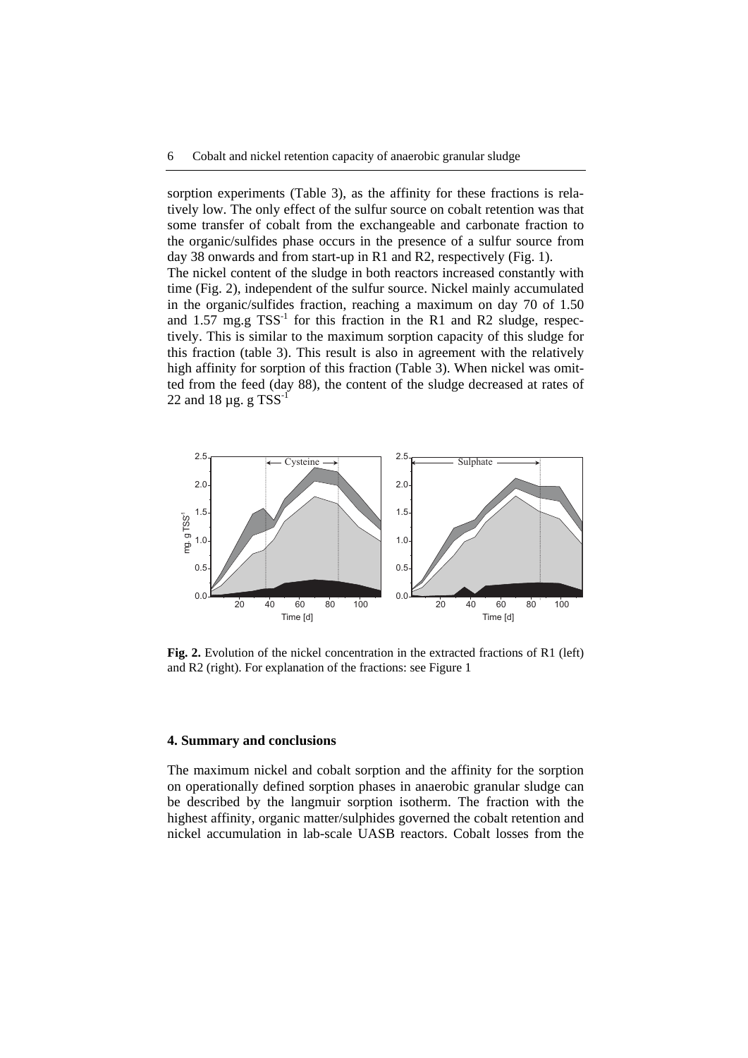sorption experiments (Table 3), as the affinity for these fractions is relatively low. The only effect of the sulfur source on cobalt retention was that some transfer of cobalt from the exchangeable and carbonate fraction to the organic/sulfides phase occurs in the presence of a sulfur source from day 38 onwards and from start-up in R1 and R2, respectively (Fig. 1).

The nickel content of the sludge in both reactors increased constantly with time (Fig. 2), independent of the sulfur source. Nickel mainly accumulated in the organic/sulfides fraction, reaching a maximum on day 70 of 1.50 and 1.57 mg.g $TSS^{-1}$ for this fraction in the R1 and R2 sludge, respectively. This is similar to the maximum sorption capacity of this sludge for this fraction (table 3). This result is also in agreement with the relatively high affinity for sorption of this fraction (Table 3). When nickel was omitted from the feed (day 88), the content of the sludge decreased at rates of 22 and 18 µg. g $TSS^{-1}$

**Fig. 2.** Evolution of the nickel concentration in the extracted fractions of R1 (left) and R2 (right). For explanation of the fractions: see Figure 1

### 4. Summary and conclusions

The maximum nickel and cobalt sorption and the affinity for the sorption on operationally defined sorption phases in anaerobic granular sludge can be described by the langmuir sorption isotherm. The fraction with the highest affinity, organic matter/sulphides governed the cobalt retention and nickel accumulation in lab-scale UASB reactors. Cobalt losses from the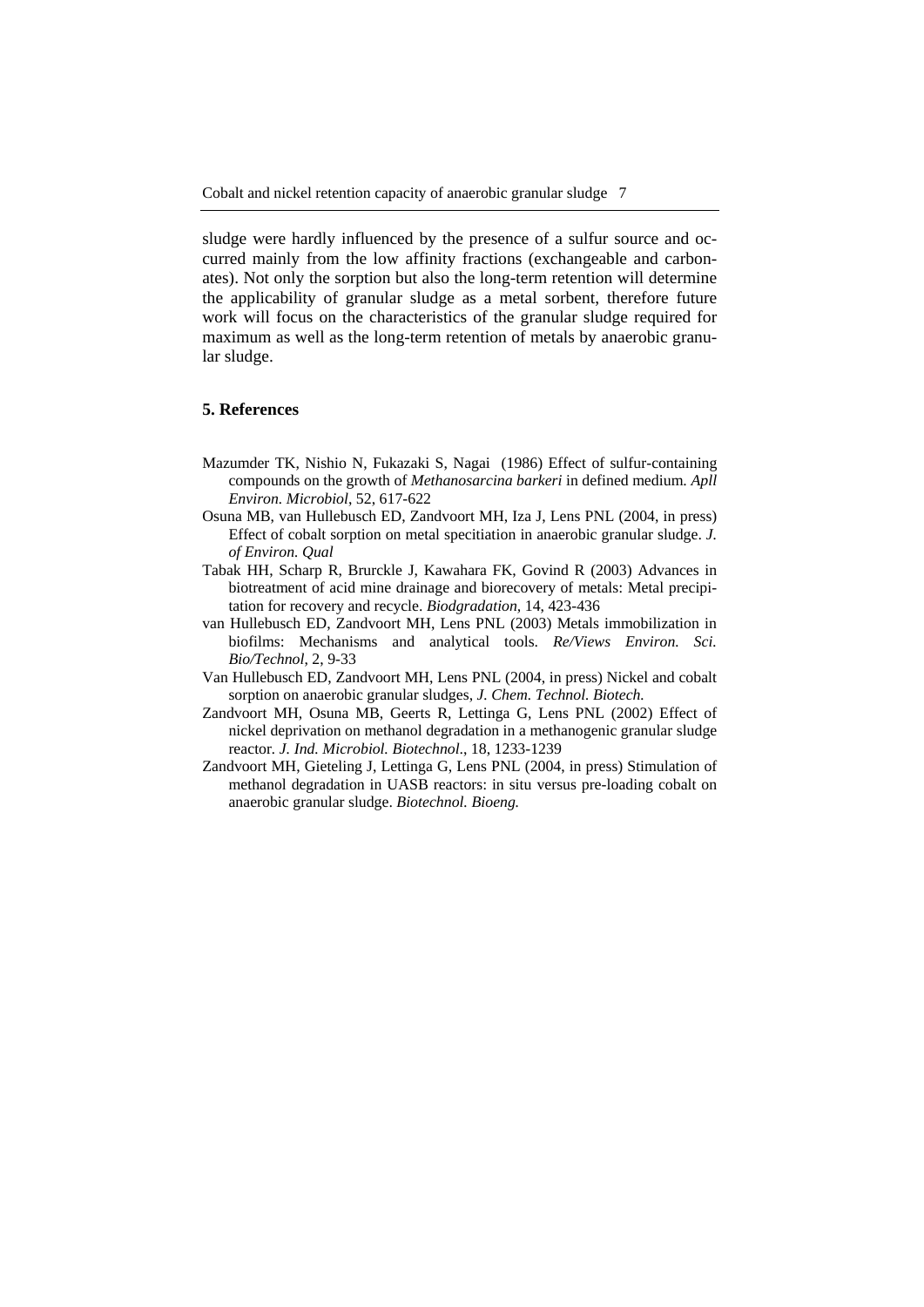sludge were hardly influenced by the presence of a sulfur source and occurred mainly from the low affinity fractions (exchangeable and carbonates). Not only the sorption but also the long-term retention will determine the applicability of granular sludge as a metal sorbent, therefore future work will focus on the characteristics of the granular sludge required for maximum as well as the long-term retention of metals by anaerobic granular sludge.

## 5. References

Mazumder TK, Nishio N, Fukazaki S, Nagai (1986) Effect of sulfur-containing compounds on the growth of *Methanosarcina barkeri* in defined medium. *Apll Environ. Microbiol*, 52, 617-622

Osuna MB, van Hullebusch ED, Zandvoort MH, Iza J, Lens PNL (2004, in press) Effect of cobalt sorption on metal specitiation in anaerobic granular sludge. *J. of Environ. Qual*

Tabak HH, Scharp R, Brurckle J, Kawahara FK, Govind R (2003) Advances in biotreatment of acid mine drainage and biorecovery of metals: Metal precipitation for recovery and recycle. *Biodgradation*, 14, 423-436

van Hullebusch ED, Zandvoort MH, Lens PNL (2003) Metals immobilization in biofilms: Mechanisms and analytical tools. *Re/Views Environ. Sci. Bio/Technol*, 2, 9-33

Van Hullebusch ED, Zandvoort MH, Lens PNL (2004, in press) Nickel and cobalt sorption on anaerobic granular sludges, *J. Chem. Technol. Biotech.*

Zandvoort MH, Osuna MB, Geerts R, Lettinga G, Lens PNL (2002) Effect of nickel deprivation on methanol degradation in a methanogenic granular sludge reactor. *J. Ind. Microbiol. Biotechnol*., 18, 1233-1239

Zandvoort MH, Gieteling J, Lettinga G, Lens PNL (2004, in press) Stimulation of methanol degradation in UASB reactors: in situ versus pre-loading cobalt on anaerobic granular sludge. *Biotechnol. Bioeng.*